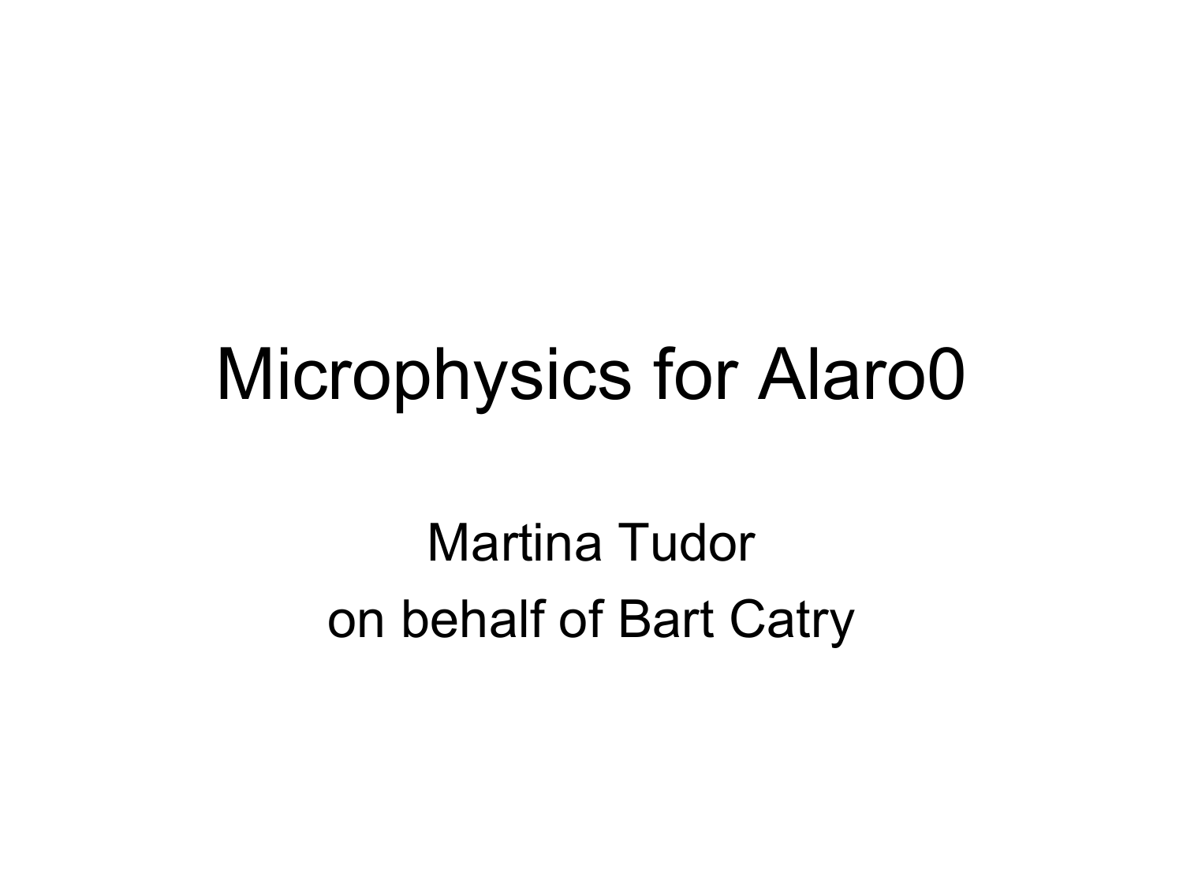# Microphysics for Alaro0

Martina Tudor
on behalf of Bart Catry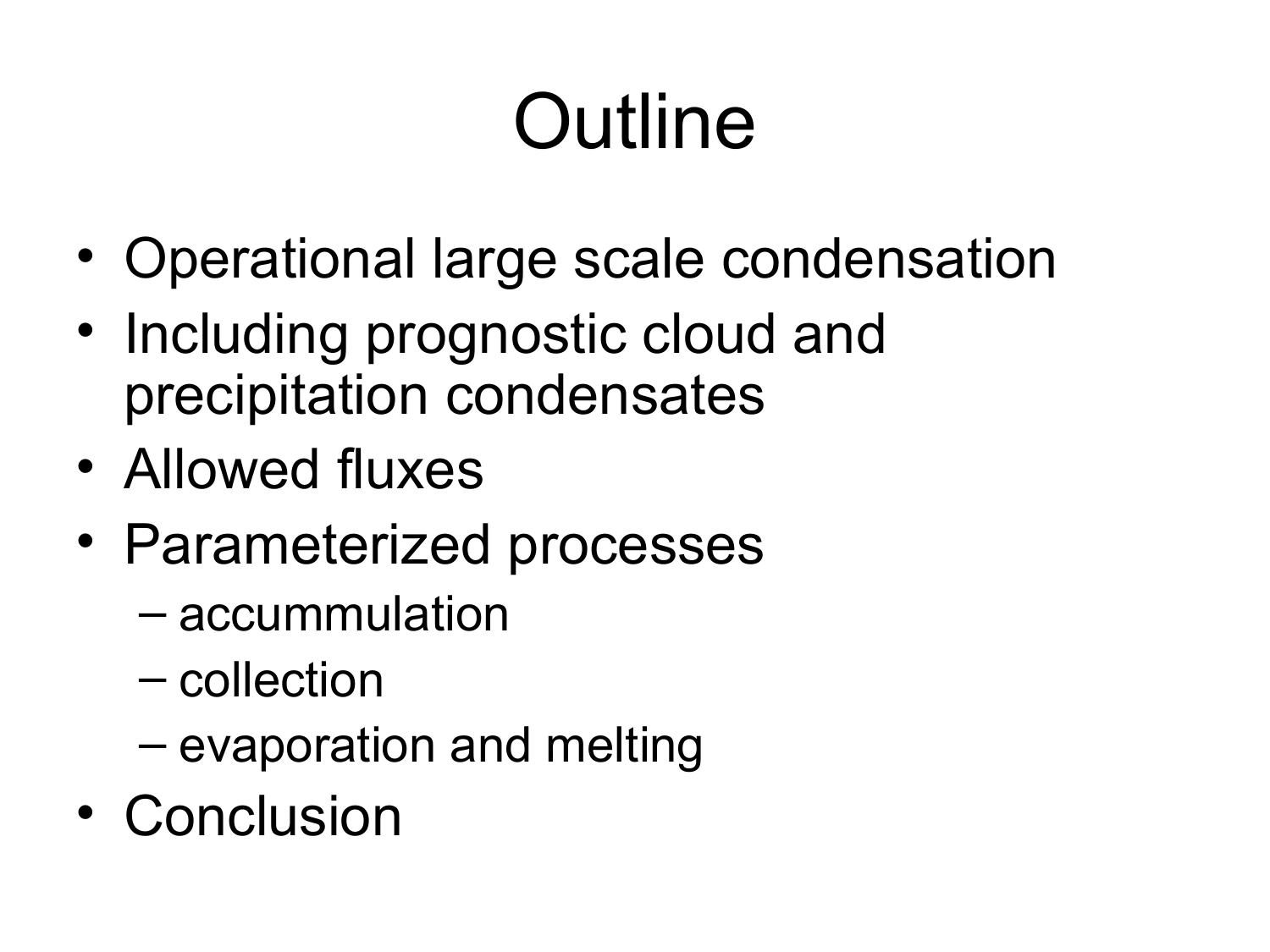# Outline

- Operational large scale condensation
- Including prognostic cloud and precipitation condensates
- Allowed fluxes
- Parameterized processes
  - accummulation
  - collection
  - evaporation and melting
- Conclusion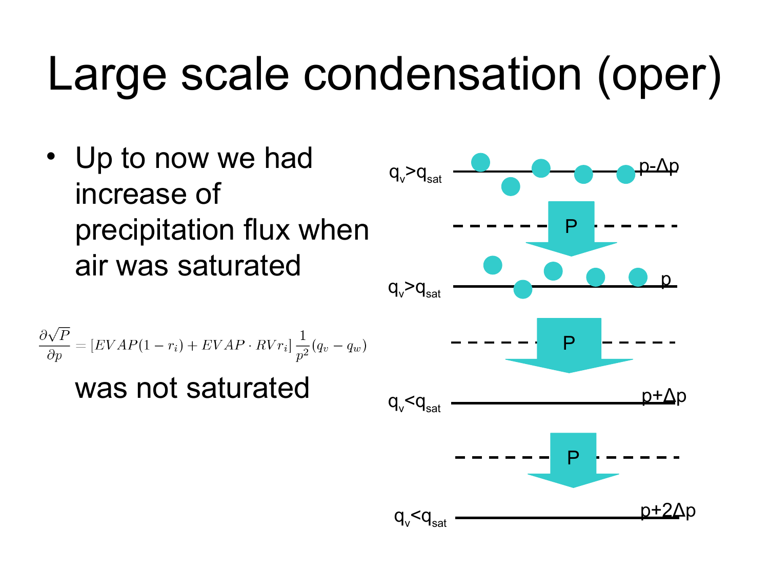# Large scale condensation (oper)

- Up to now we had increase of precipitation flux when air was saturated

$$\frac{\partial\sqrt{P}}{\partial p} = [EVAP(1-r_i) + EVAP \cdot RVr_i]\,\frac{1}{p^2}(q_v - q_w)$$

was not saturated

$q_v > q_{sat}$ $p-\Delta p$

P

$q_v > q_{sat}$ $p$

P

$q_v < q_{sat}$ $p+\Delta p$

P

$q_v < q_{sat}$ $p+2\Delta p$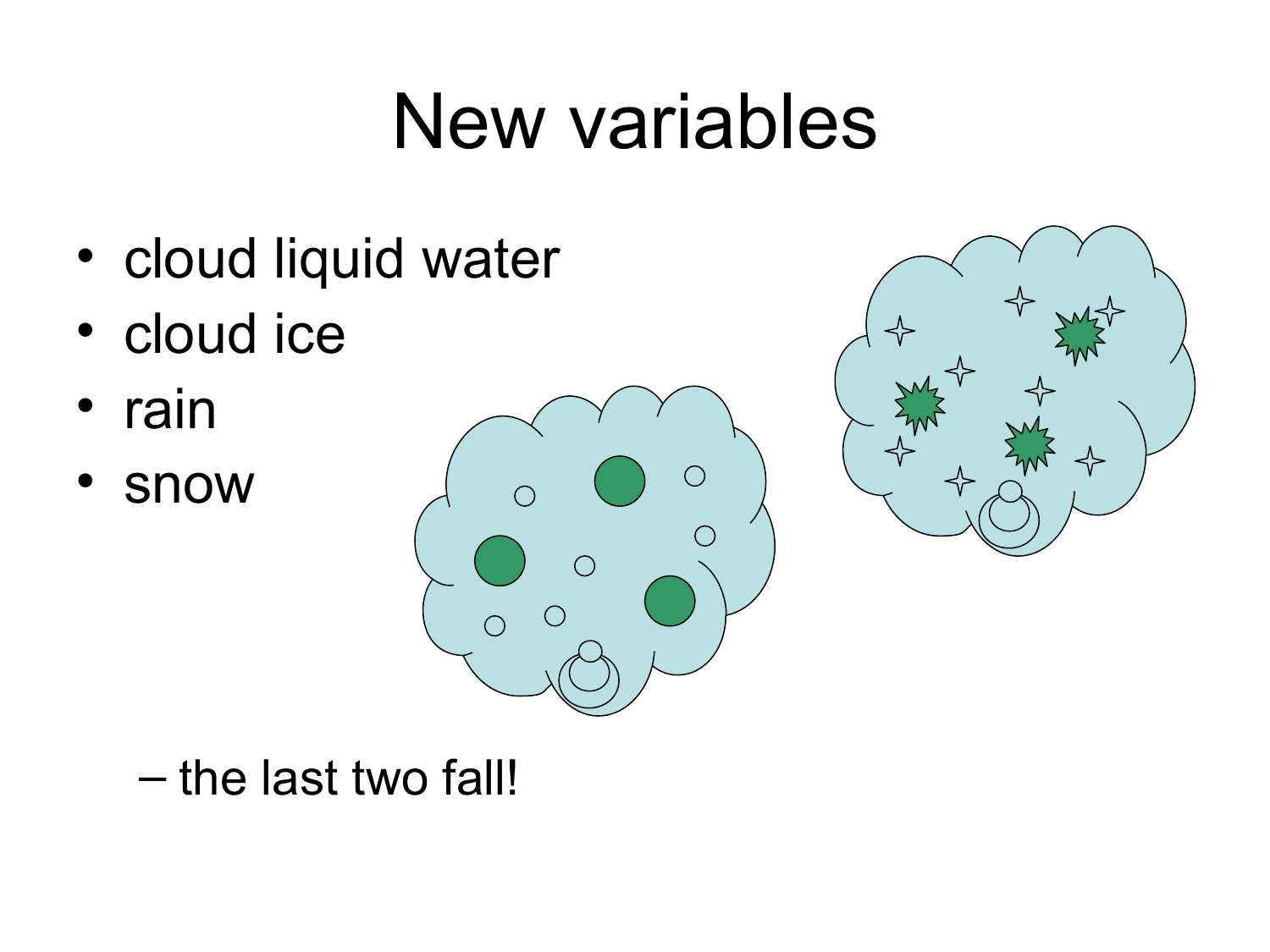# New variables

- cloud liquid water
- cloud ice
- rain
- snow
  - the last two fall!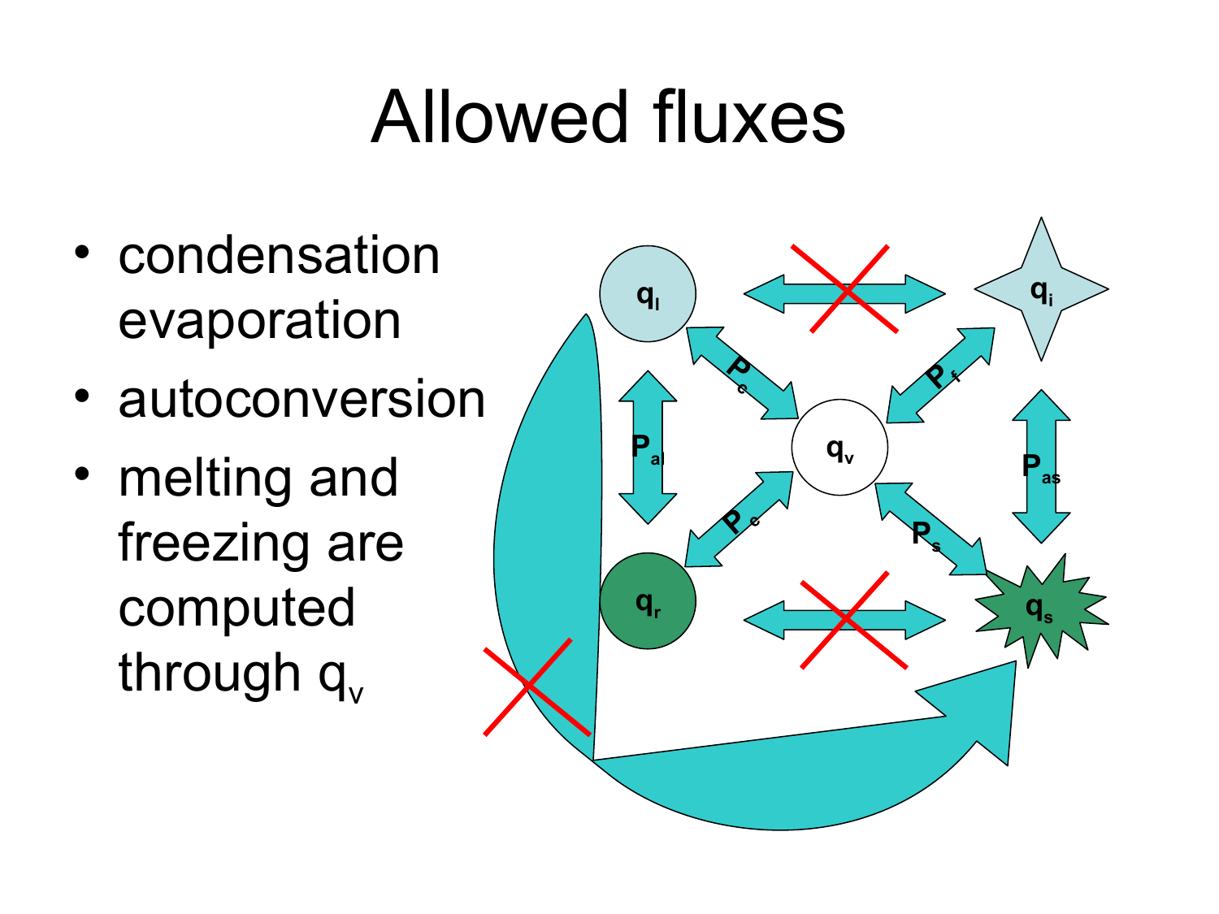# Allowed fluxes

- condensation evaporation
- autoconversion
- melting and freezing are computed through $q_v$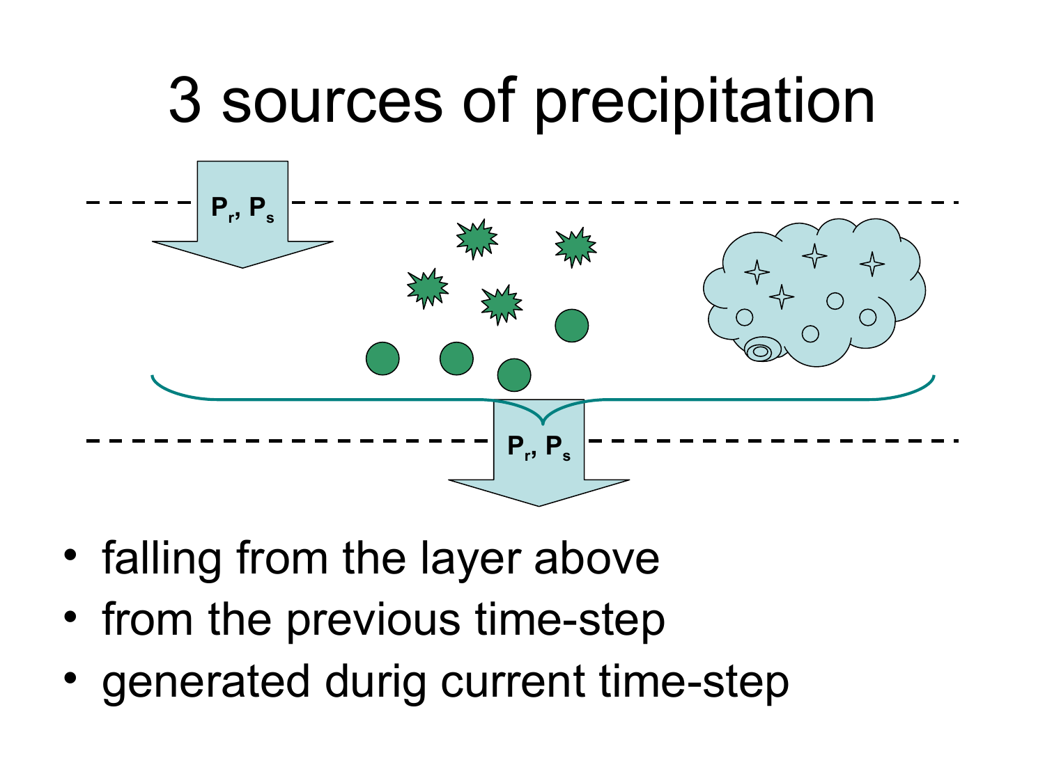# 3 sources of precipitation

$P_r$, $P_s$

$P_r$, $P_s$

- falling from the layer above
- from the previous time-step
- generated durig current time-step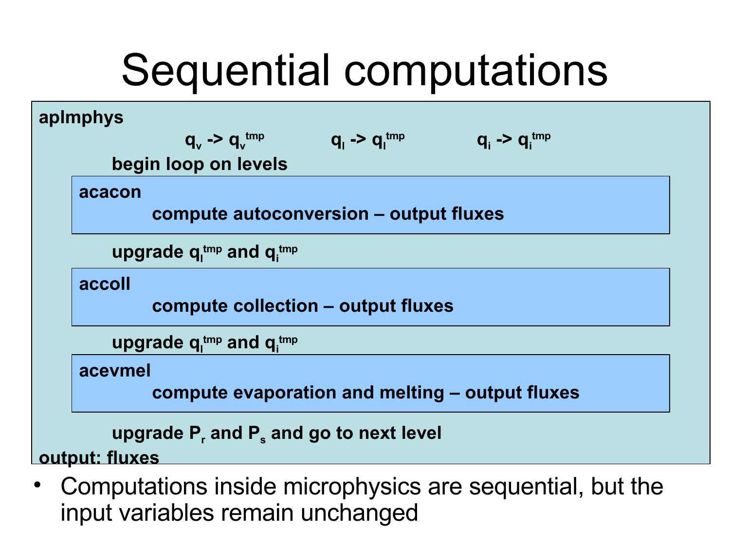# Sequential computations

**aplmphys**

**$q_v$ -> $q_v^{tmp}$ $q_l$ -> $q_l^{tmp}$ $q_i$ -> $q_i^{tmp}$**

**begin loop on levels**

**acacon**

**compute autoconversion – output fluxes**

**upgrade $q_l^{tmp}$ and $q_i^{tmp}$**

**accoll**

**compute collection – output fluxes**

**upgrade $q_l^{tmp}$ and $q_i^{tmp}$**

**acevmel**

**compute evaporation and melting – output fluxes**

**upgrade $P_r$ and $P_s$ and go to next level**

**output: fluxes**

- Computations inside microphysics are sequential, but the input variables remain unchanged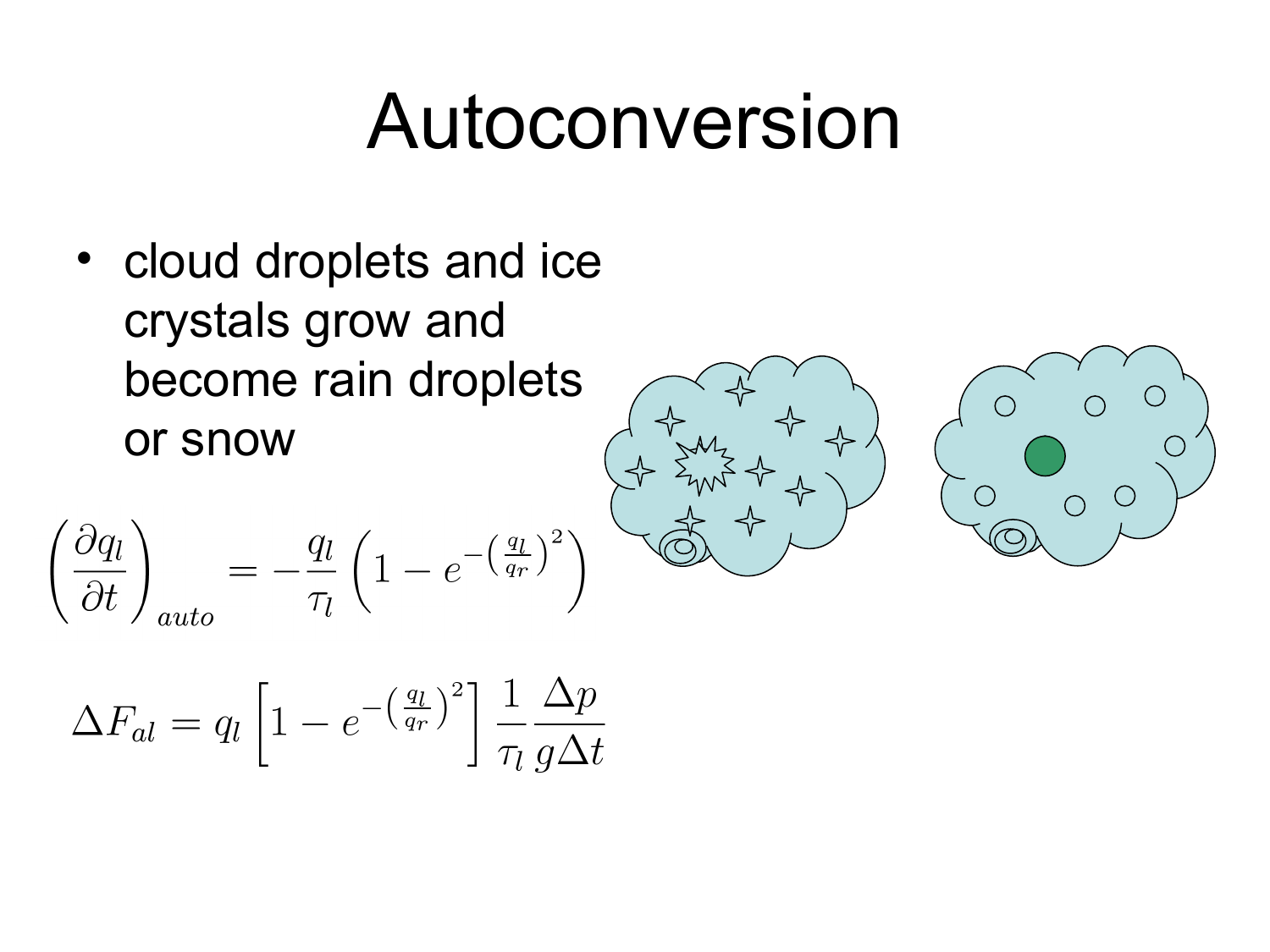# Autoconversion

- cloud droplets and ice crystals grow and become rain droplets or snow

$$\left(\frac{\partial q_l}{\partial t}\right)_{auto} = -\frac{q_l}{\tau_l}\left(1 - e^{-\left(\frac{q_l}{q_r}\right)^2}\right)$$

$$\Delta F_{al} = q_l \left[1 - e^{-\left(\frac{q_l}{q_r}\right)^2}\right] \frac{1}{\tau_l} \frac{\Delta p}{g \Delta t}$$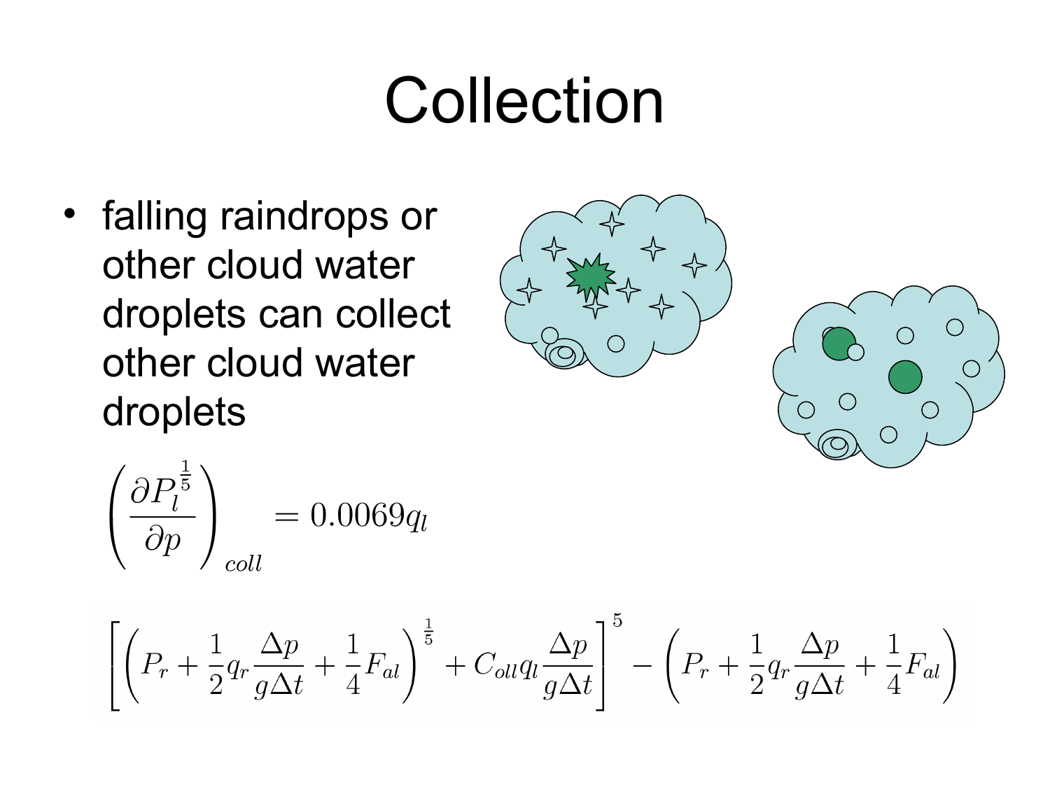# Collection

- falling raindrops or other cloud water droplets can collect other cloud water droplets

$$\left(\frac{\partial P_l^{\frac{1}{5}}}{\partial p}\right)_{coll} = 0.0069 q_l$$

$$\left[\left(P_r + \frac{1}{2} q_r \frac{\Delta p}{g \Delta t} + \frac{1}{4} F_{al}\right)^{\frac{1}{5}} + C_{oll} q_l \frac{\Delta p}{g \Delta t}\right]^5 - \left(P_r + \frac{1}{2} q_r \frac{\Delta p}{g \Delta t} + \frac{1}{4} F_{al}\right)$$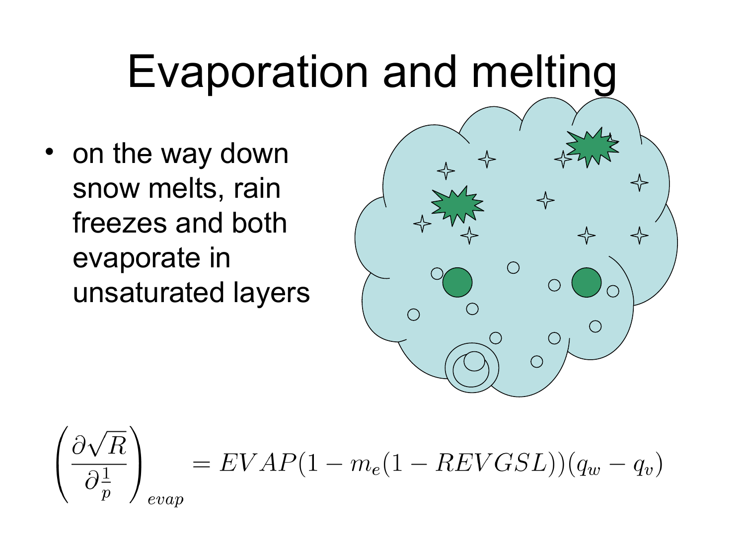# Evaporation and melting

- on the way down snow melts, rain freezes and both evaporate in unsaturated layers

$$\left(\frac{\partial\sqrt{R}}{\partial\frac{1}{p}}\right)_{evap} = EVAP(1 - m_e(1 - REVGSL))(q_w - q_v)$$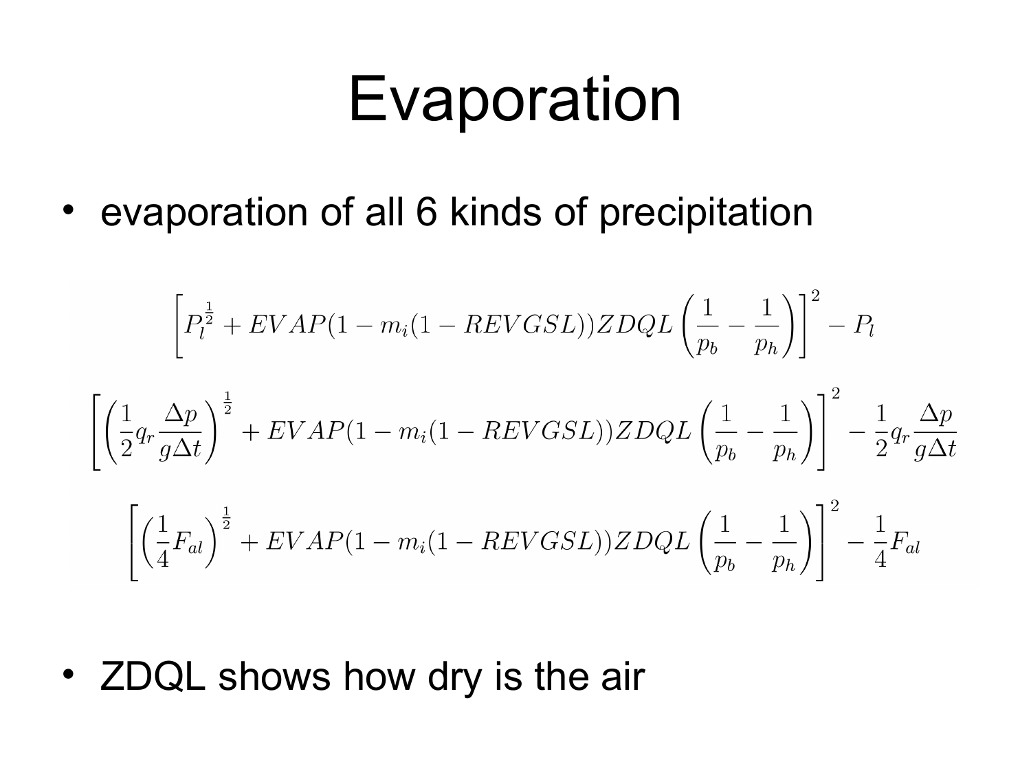# Evaporation

- evaporation of all 6 kinds of precipitation

$$\left[P_l^{\frac{1}{2}} + EVAP(1 - m_i(1 - REVGSL))ZDQL\left(\frac{1}{p_b} - \frac{1}{p_h}\right)\right]^2 - P_l$$

$$\left[\left(\frac{1}{2}q_r\frac{\Delta p}{g\Delta t}\right)^{\frac{1}{2}} + EVAP(1 - m_i(1 - REVGSL))ZDQL\left(\frac{1}{p_b} - \frac{1}{p_h}\right)\right]^2 - \frac{1}{2}q_r\frac{\Delta p}{g\Delta t}$$

$$\left[\left(\frac{1}{4}F_{al}\right)^{\frac{1}{2}} + EVAP(1 - m_i(1 - REVGSL))ZDQL\left(\frac{1}{p_b} - \frac{1}{p_h}\right)\right]^2 - \frac{1}{4}F_{al}$$

- ZDQL shows how dry is the air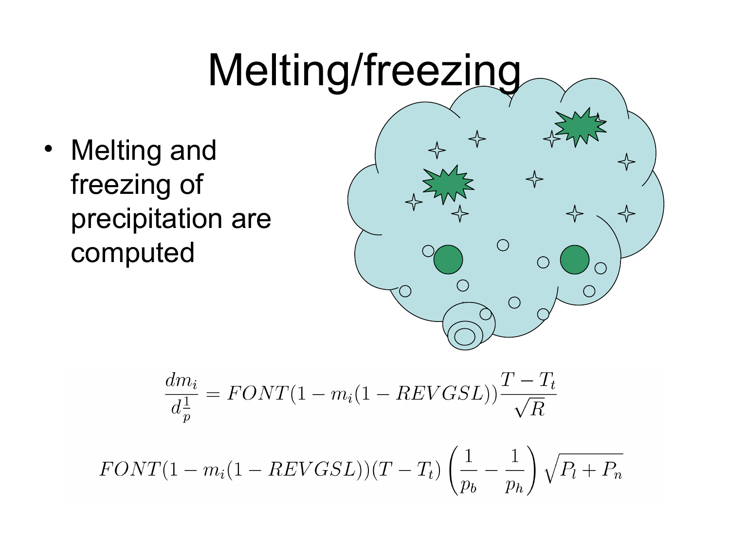# Melting/freezing

- Melting and freezing of precipitation are computed

$$\frac{dm_i}{d_p^{\frac{1}{}}} = FONT(1 - m_i(1 - REVGSL))\frac{T - T_t}{\sqrt{R}}$$

$$FONT(1 - m_i(1 - REVGSL))(T - T_t)\left(\frac{1}{p_b} - \frac{1}{p_h}\right)\sqrt{P_l + P_n}$$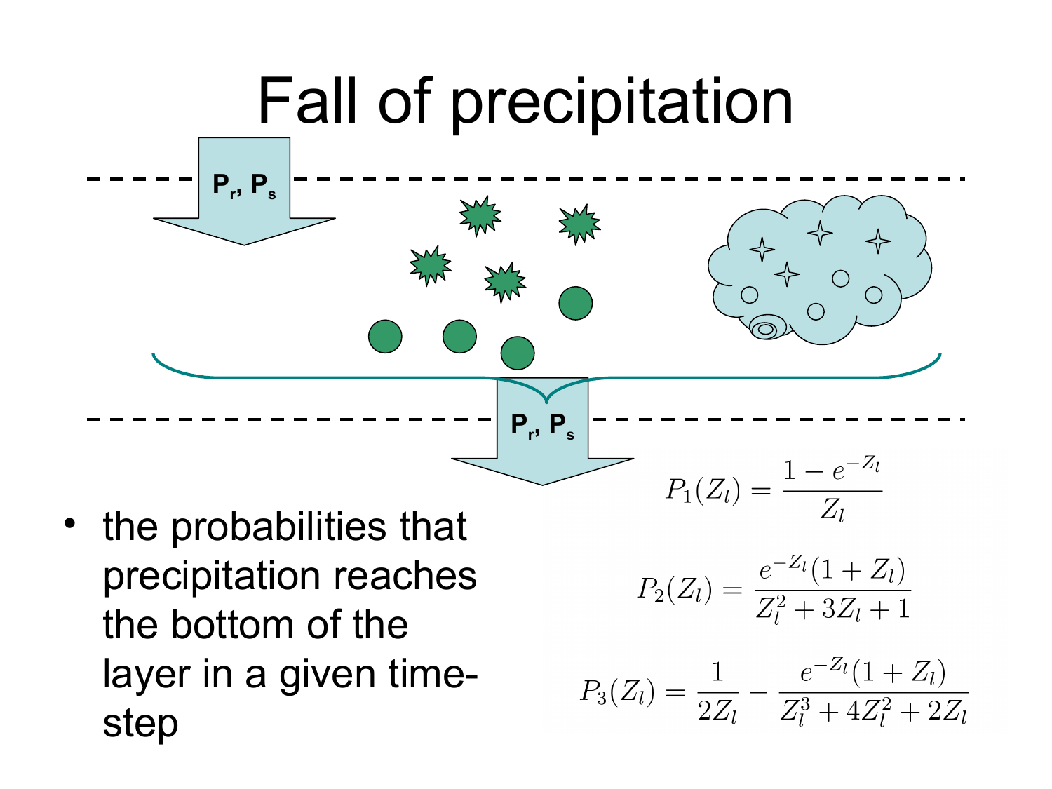# Fall of precipitation

$P_r$, $P_s$

$P_r$, $P_s$

- the probabilities that precipitation reaches the bottom of the layer in a given time-step

$$P_1(Z_l) = \frac{1 - e^{-Z_l}}{Z_l}$$

$$P_2(Z_l) = \frac{e^{-Z_l}(1 + Z_l)}{Z_l^2 + 3Z_l + 1}$$

$$P_3(Z_l) = \frac{1}{2Z_l} - \frac{e^{-Z_l}(1 + Z_l)}{Z_l^3 + 4Z_l^2 + 2Z_l}$$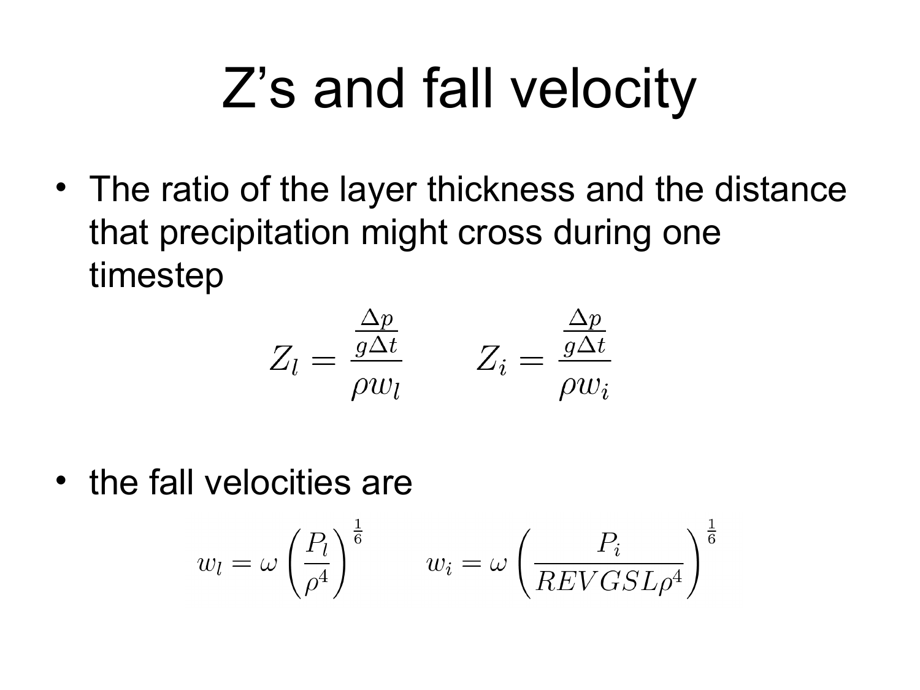# Z's and fall velocity

- The ratio of the layer thickness and the distance that precipitation might cross during one timestep

$$Z_l = \frac{\frac{\Delta p}{g \Delta t}}{\rho w_l} \qquad Z_i = \frac{\frac{\Delta p}{g \Delta t}}{\rho w_i}$$

- the fall velocities are

$$w_l = \omega \left( \frac{P_l}{\rho^4} \right)^{\frac{1}{6}} \qquad w_i = \omega \left( \frac{P_i}{REVGSL \rho^4} \right)^{\frac{1}{6}}$$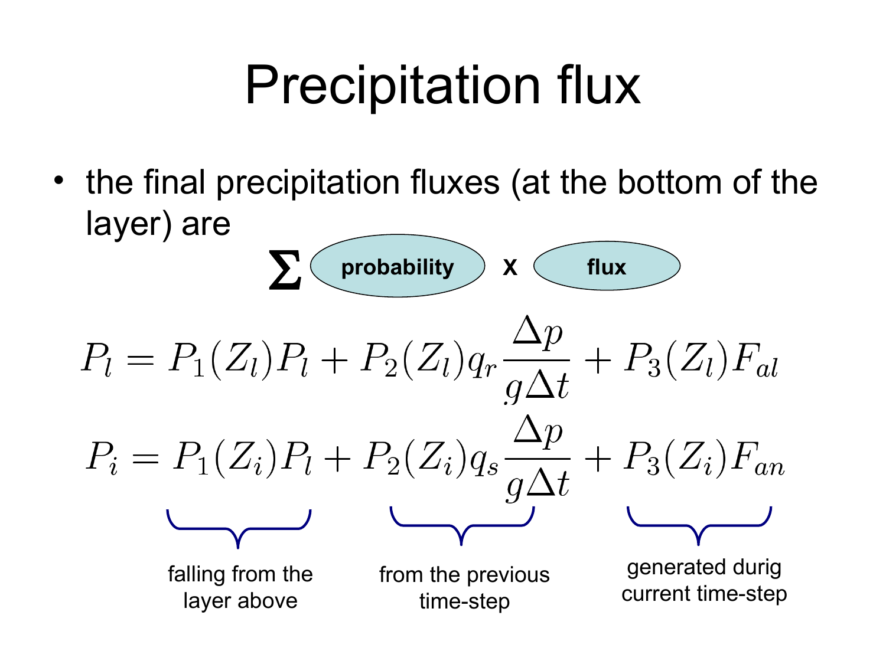# Precipitation flux

- the final precipitation fluxes (at the bottom of the layer) are

$$\sum \text{probability} \times \text{flux}$$

$$P_l = P_1(Z_l)P_l + P_2(Z_l)q_r\frac{\Delta p}{g\Delta t} + P_3(Z_l)F_{al}$$

$$P_i = P_1(Z_i)P_l + P_2(Z_i)q_s\frac{\Delta p}{g\Delta t} + P_3(Z_i)F_{an}$$

- First term: falling from the layer above
- Second term: from the previous time-step
- Third term: generated durig current time-step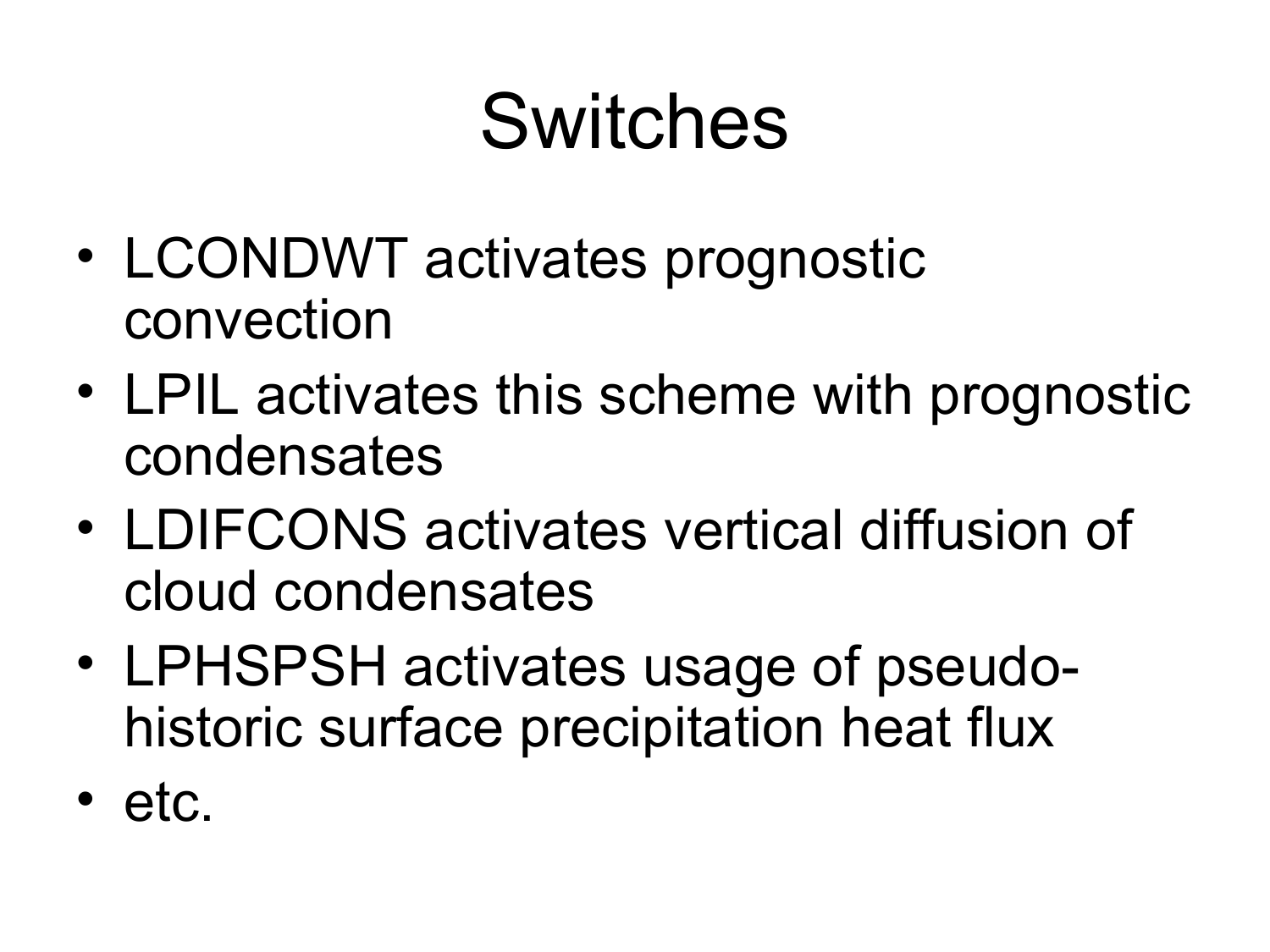# Switches

- LCONDWT activates prognostic convection
- LPIL activates this scheme with prognostic condensates
- LDIFCONS activates vertical diffusion of cloud condensates
- LPHSPSH activates usage of pseudo-historic surface precipitation heat flux
- etc.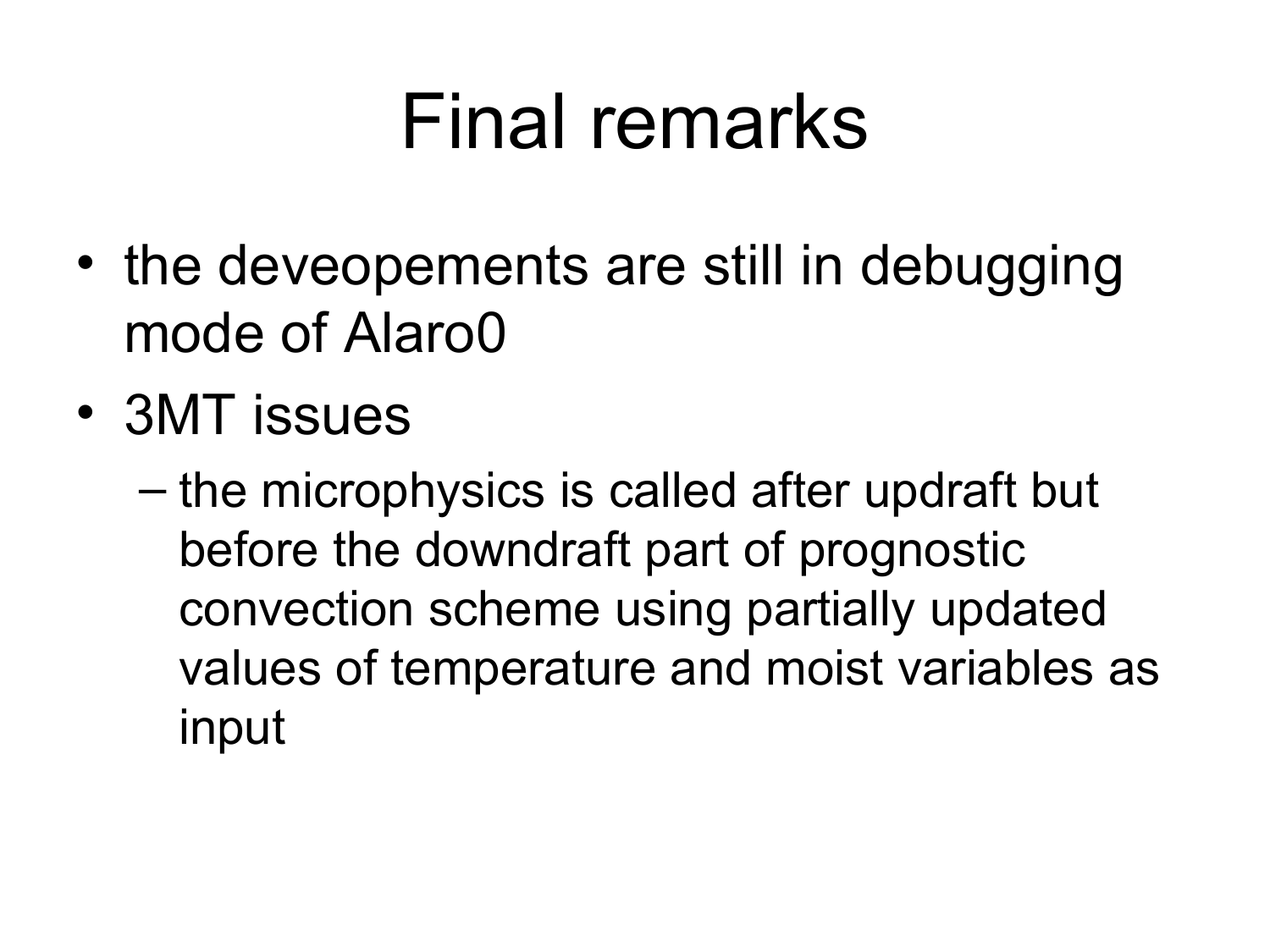# Final remarks

- the deveopements are still in debugging mode of Alaro0
- 3MT issues
  - the microphysics is called after updraft but before the downdraft part of prognostic convection scheme using partially updated values of temperature and moist variables as input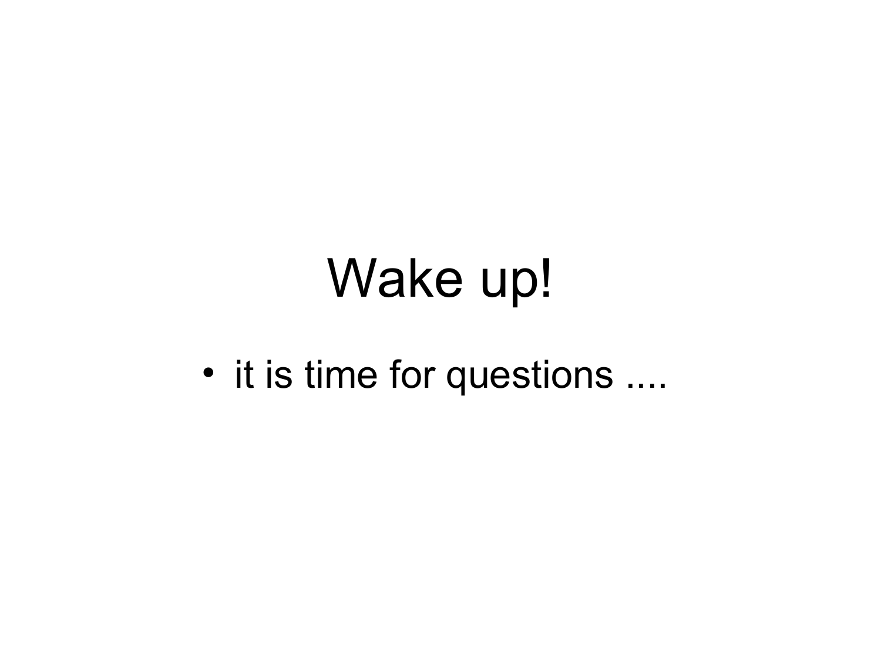# Wake up!

- it is time for questions ....